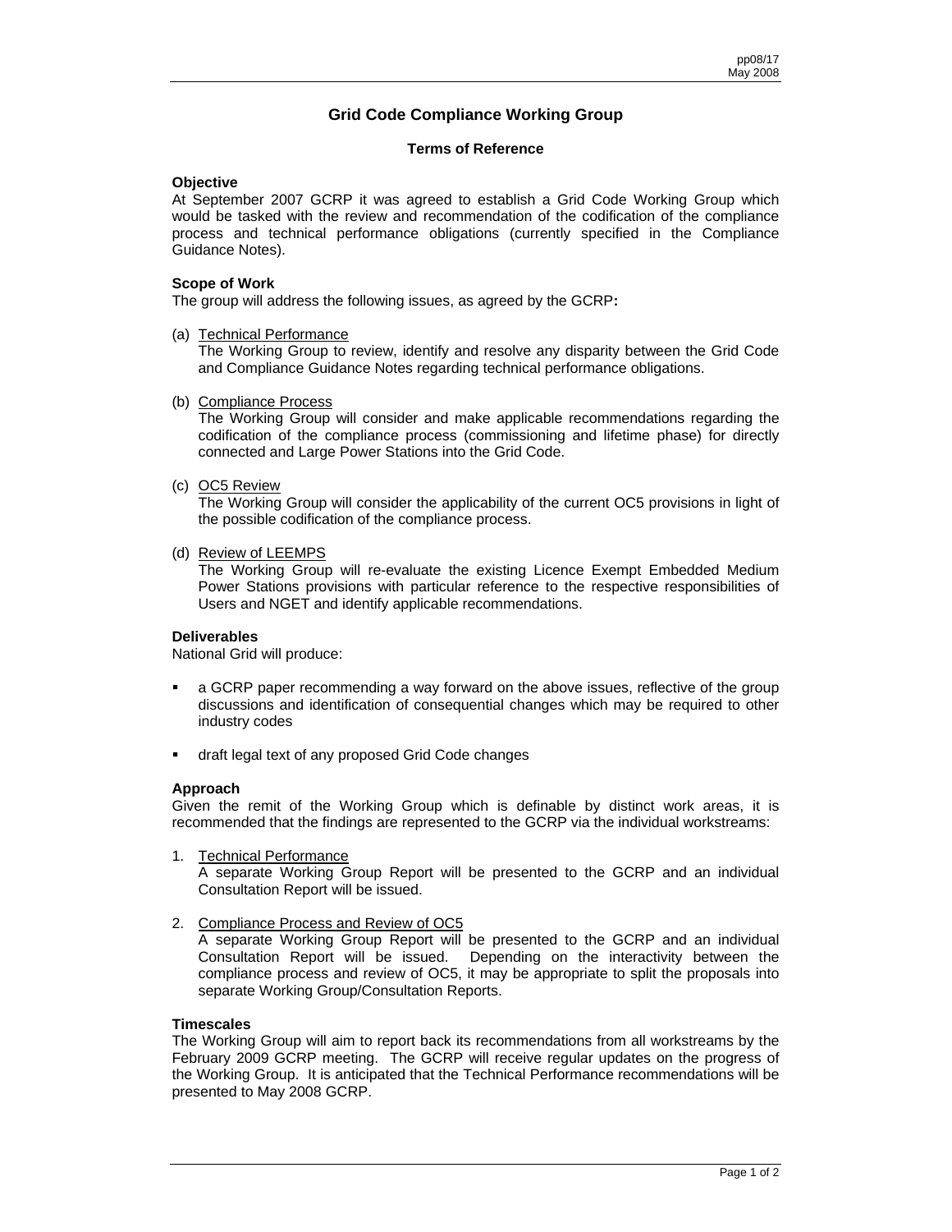# Grid Code Compliance Working Group

## Terms of Reference

### Objective

At September 2007 GCRP it was agreed to establish a Grid Code Working Group which would be tasked with the review and recommendation of the codification of the compliance process and technical performance obligations (currently specified in the Compliance Guidance Notes).

### Scope of Work

The group will address the following issues, as agreed by the GCRP**:**

(a) Technical Performance
The Working Group to review, identify and resolve any disparity between the Grid Code and Compliance Guidance Notes regarding technical performance obligations.

(b) Compliance Process
The Working Group will consider and make applicable recommendations regarding the codification of the compliance process (commissioning and lifetime phase) for directly connected and Large Power Stations into the Grid Code.

(c) OC5 Review
The Working Group will consider the applicability of the current OC5 provisions in light of the possible codification of the compliance process.

(d) Review of LEEMPS
The Working Group will re-evaluate the existing Licence Exempt Embedded Medium Power Stations provisions with particular reference to the respective responsibilities of Users and NGET and identify applicable recommendations.

### Deliverables

National Grid will produce:

- a GCRP paper recommending a way forward on the above issues, reflective of the group discussions and identification of consequential changes which may be required to other industry codes
- draft legal text of any proposed Grid Code changes

### Approach

Given the remit of the Working Group which is definable by distinct work areas, it is recommended that the findings are represented to the GCRP via the individual workstreams:

1. Technical Performance
A separate Working Group Report will be presented to the GCRP and an individual Consultation Report will be issued.

2. Compliance Process and Review of OC5
A separate Working Group Report will be presented to the GCRP and an individual Consultation Report will be issued. Depending on the interactivity between the compliance process and review of OC5, it may be appropriate to split the proposals into separate Working Group/Consultation Reports.

### Timescales

The Working Group will aim to report back its recommendations from all workstreams by the February 2009 GCRP meeting. The GCRP will receive regular updates on the progress of the Working Group. It is anticipated that the Technical Performance recommendations will be presented to May 2008 GCRP.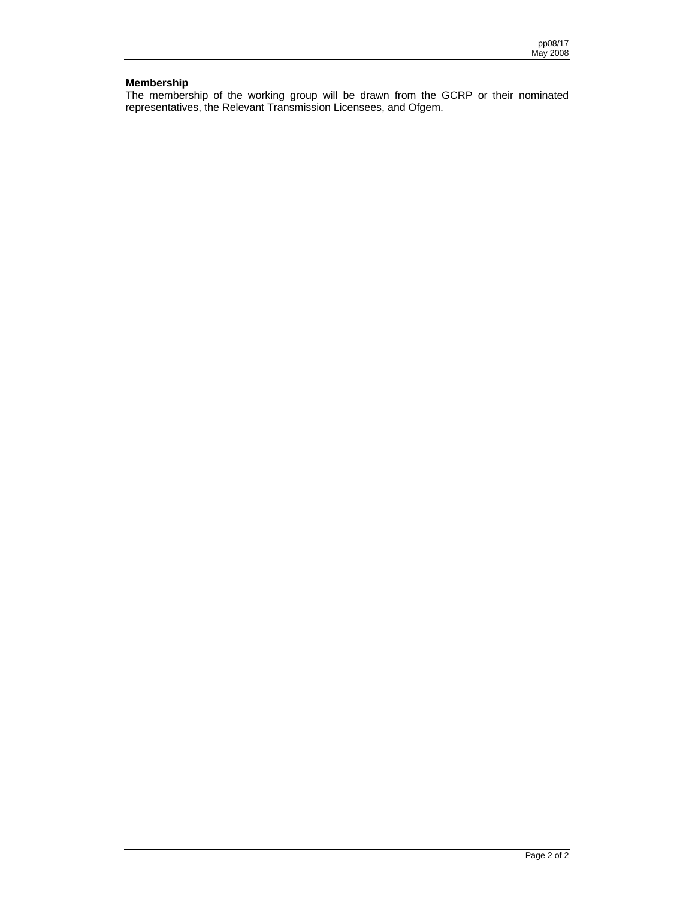**Membership**

The membership of the working group will be drawn from the GCRP or their nominated representatives, the Relevant Transmission Licensees, and Ofgem.